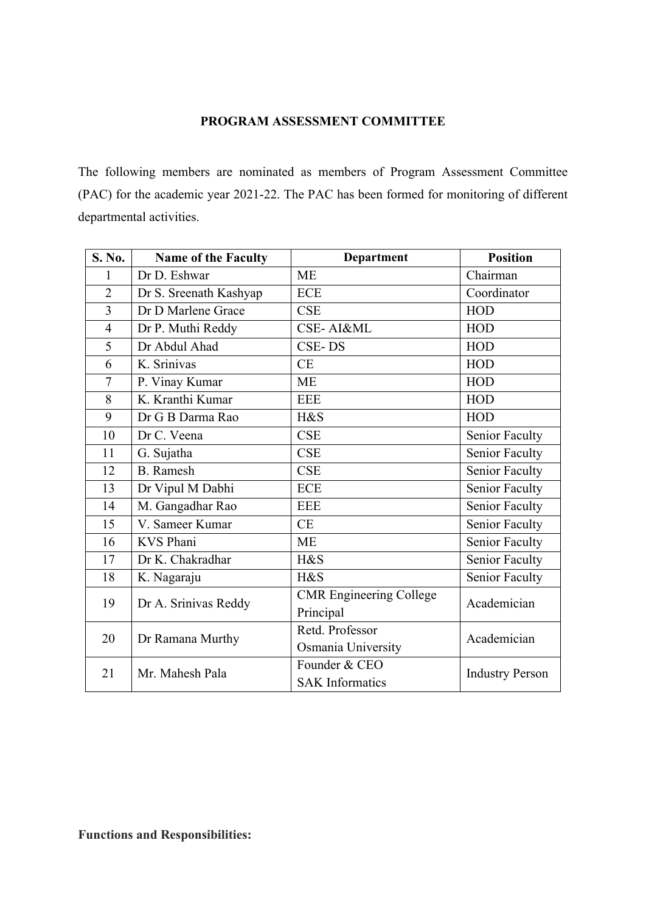# PROGRAM ASSESSMENT COMMITTEE

The following members are nominated as members of Program Assessment Committee (PAC) for the academic year 2021-22. The PAC has been formed for monitoring of different departmental activities.

| S. No. | Name of the Faculty | Department | Position |
|---|---|---|---|
| 1 | Dr D. Eshwar | ME | Chairman |
| 2 | Dr S. Sreenath Kashyap | ECE | Coordinator |
| 3 | Dr D Marlene Grace | CSE | HOD |
| 4 | Dr P. Muthi Reddy | CSE- AI&ML | HOD |
| 5 | Dr Abdul Ahad | CSE- DS | HOD |
| 6 | K. Srinivas | CE | HOD |
| 7 | P. Vinay Kumar | ME | HOD |
| 8 | K. Kranthi Kumar | EEE | HOD |
| 9 | Dr G B Darma Rao | H&S | HOD |
| 10 | Dr C. Veena | CSE | Senior Faculty |
| 11 | G. Sujatha | CSE | Senior Faculty |
| 12 | B. Ramesh | CSE | Senior Faculty |
| 13 | Dr Vipul M Dabhi | ECE | Senior Faculty |
| 14 | M. Gangadhar Rao | EEE | Senior Faculty |
| 15 | V. Sameer Kumar | CE | Senior Faculty |
| 16 | KVS Phani | ME | Senior Faculty |
| 17 | Dr K. Chakradhar | H&S | Senior Faculty |
| 18 | K. Nagaraju | H&S | Senior Faculty |
| 19 | Dr A. Srinivas Reddy | CMR Engineering College Principal | Academician |
| 20 | Dr Ramana Murthy | Retd. Professor Osmania University | Academician |
| 21 | Mr. Mahesh Pala | Founder & CEO SAK Informatics | Industry Person |

**Functions and Responsibilities:**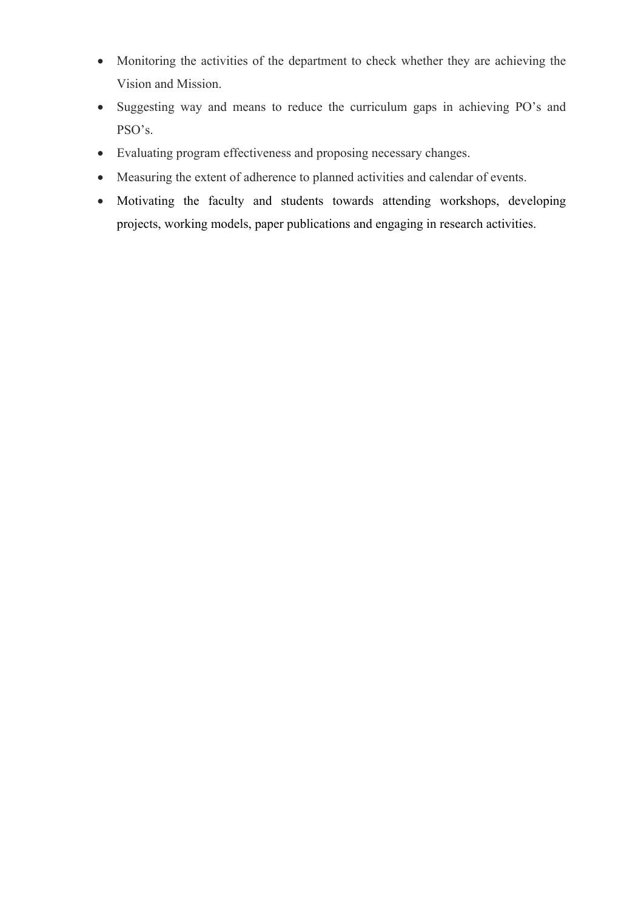- Monitoring the activities of the department to check whether they are achieving the Vision and Mission.
- Suggesting way and means to reduce the curriculum gaps in achieving PO's and PSO's.
- Evaluating program effectiveness and proposing necessary changes.
- Measuring the extent of adherence to planned activities and calendar of events.
- Motivating the faculty and students towards attending workshops, developing projects, working models, paper publications and engaging in research activities.